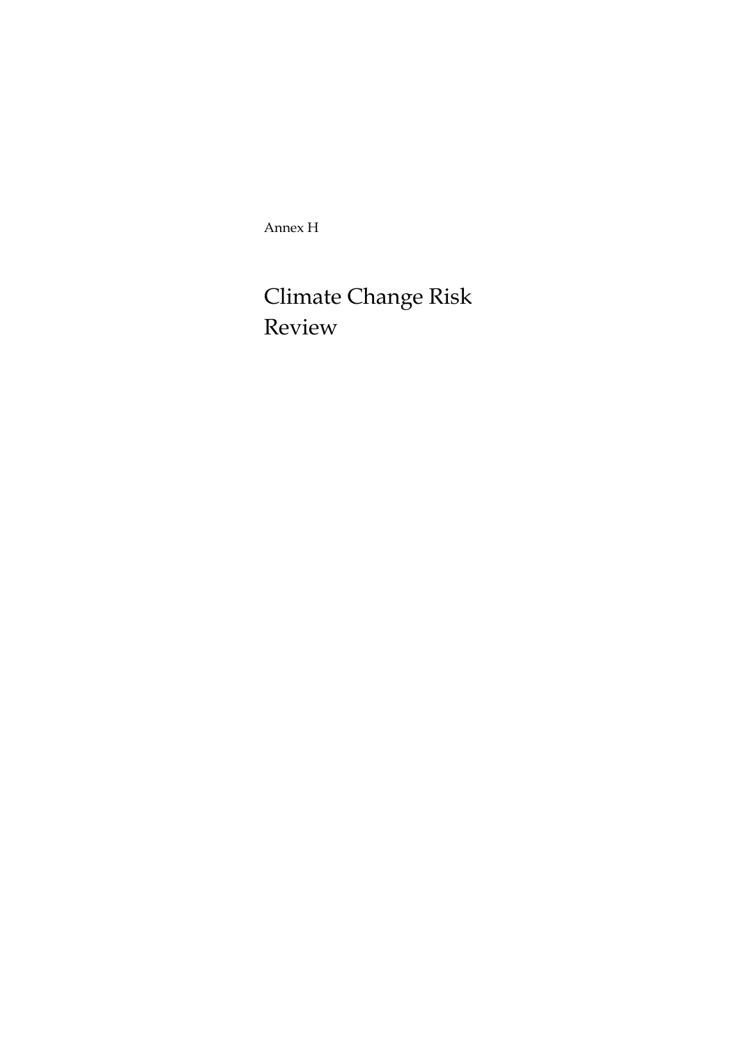Annex H

# Climate Change Risk Review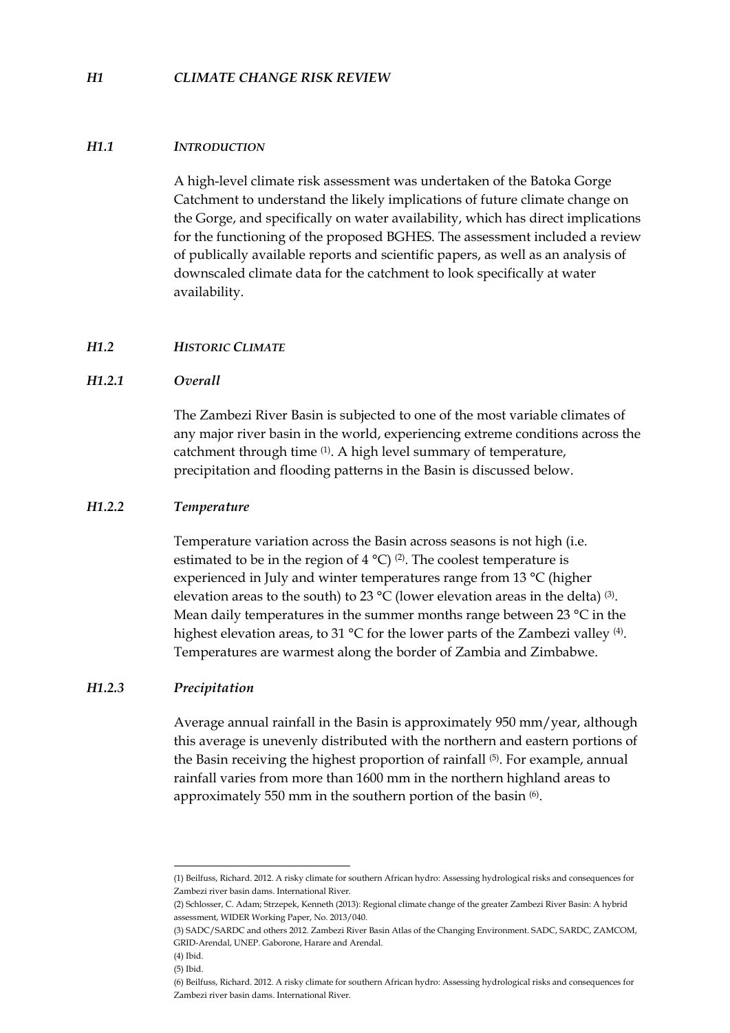# *H1 CLIMATE CHANGE RISK REVIEW*

## *H1.1 INTRODUCTION*

A high-level climate risk assessment was undertaken of the Batoka Gorge Catchment to understand the likely implications of future climate change on the Gorge, and specifically on water availability, which has direct implications for the functioning of the proposed BGHES. The assessment included a review of publically available reports and scientific papers, as well as an analysis of downscaled climate data for the catchment to look specifically at water availability.

## *H1.2 HISTORIC CLIMATE*

### *H1.2.1 Overall*

The Zambezi River Basin is subjected to one of the most variable climates of any major river basin in the world, experiencing extreme conditions across the catchment through time (1). A high level summary of temperature, precipitation and flooding patterns in the Basin is discussed below.

### *H1.2.2 Temperature*

Temperature variation across the Basin across seasons is not high (i.e. estimated to be in the region of 4 °C) (2). The coolest temperature is experienced in July and winter temperatures range from 13 °C (higher elevation areas to the south) to 23 °C (lower elevation areas in the delta) (3). Mean daily temperatures in the summer months range between 23 °C in the highest elevation areas, to 31 °C for the lower parts of the Zambezi valley (4). Temperatures are warmest along the border of Zambia and Zimbabwe.

### *H1.2.3 Precipitation*

Average annual rainfall in the Basin is approximately 950 mm/year, although this average is unevenly distributed with the northern and eastern portions of the Basin receiving the highest proportion of rainfall (5). For example, annual rainfall varies from more than 1600 mm in the northern highland areas to approximately 550 mm in the southern portion of the basin (6).

---

(1) Beilfuss, Richard. 2012. A risky climate for southern African hydro: Assessing hydrological risks and consequences for Zambezi river basin dams. International River.

(2) Schlosser, C. Adam; Strzepek, Kenneth (2013): Regional climate change of the greater Zambezi River Basin: A hybrid assessment, WIDER Working Paper, No. 2013/040.

(3) SADC/SARDC and others 2012. Zambezi River Basin Atlas of the Changing Environment. SADC, SARDC, ZAMCOM, GRID-Arendal, UNEP. Gaborone, Harare and Arendal.

(4) Ibid.

(5) Ibid.

(6) Beilfuss, Richard. 2012. A risky climate for southern African hydro: Assessing hydrological risks and consequences for Zambezi river basin dams. International River.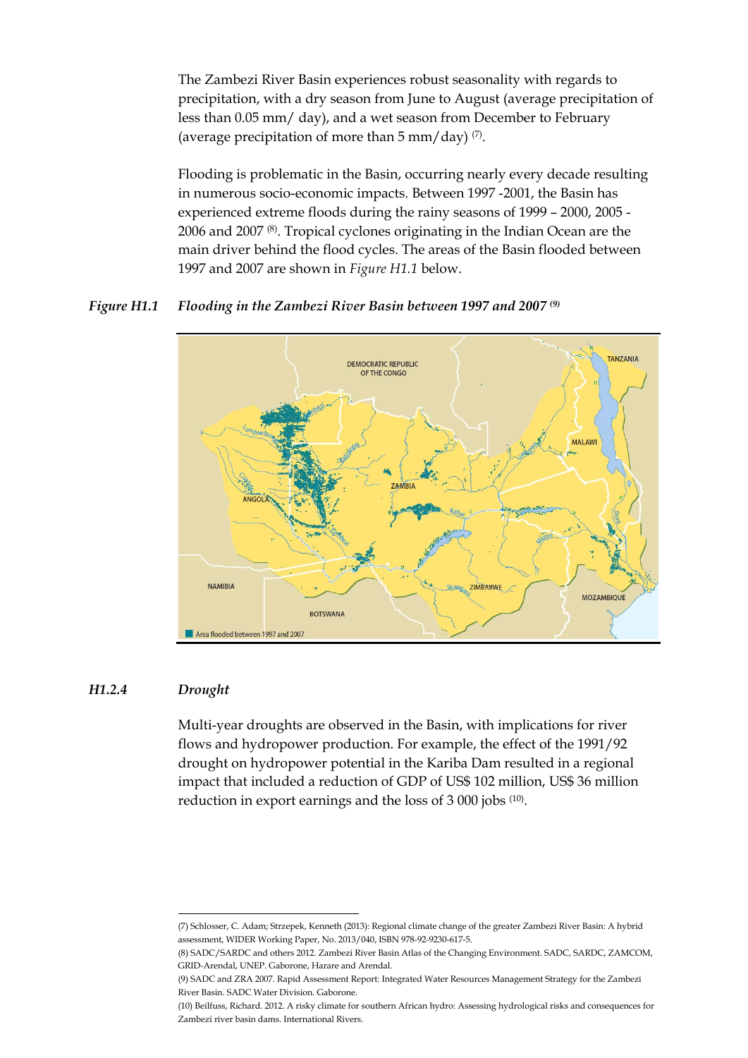The Zambezi River Basin experiences robust seasonality with regards to precipitation, with a dry season from June to August (average precipitation of less than 0.05 mm/ day), and a wet season from December to February (average precipitation of more than 5 mm/day) [(7)].

Flooding is problematic in the Basin, occurring nearly every decade resulting in numerous socio-economic impacts. Between 1997 -2001, the Basin has experienced extreme floods during the rainy seasons of 1999 – 2000, 2005 - 2006 and 2007 [(8)]. Tropical cyclones originating in the Indian Ocean are the main driver behind the flood cycles. The areas of the Basin flooded between 1997 and 2007 are shown in *Figure H1.1* below.

***Figure H1.1 Flooding in the Zambezi River Basin between 1997 and 2007*** [(9)]

#### *H1.2.4 Drought*

Multi-year droughts are observed in the Basin, with implications for river flows and hydropower production. For example, the effect of the 1991/92 drought on hydropower potential in the Kariba Dam resulted in a regional impact that included a reduction of GDP of US$ 102 million, US$ 36 million reduction in export earnings and the loss of 3 000 jobs [(10)].

---

(7) Schlosser, C. Adam; Strzepek, Kenneth (2013): Regional climate change of the greater Zambezi River Basin: A hybrid assessment, WIDER Working Paper, No. 2013/040, ISBN 978-92-9230-617-5.

(8) SADC/SARDC and others 2012. Zambezi River Basin Atlas of the Changing Environment. SADC, SARDC, ZAMCOM, GRID-Arendal, UNEP. Gaborone, Harare and Arendal.

(9) SADC and ZRA 2007. Rapid Assessment Report: Integrated Water Resources Management Strategy for the Zambezi River Basin. SADC Water Division. Gaborone.

(10) Beilfuss, Richard. 2012. A risky climate for southern African hydro: Assessing hydrological risks and consequences for Zambezi river basin dams. International Rivers.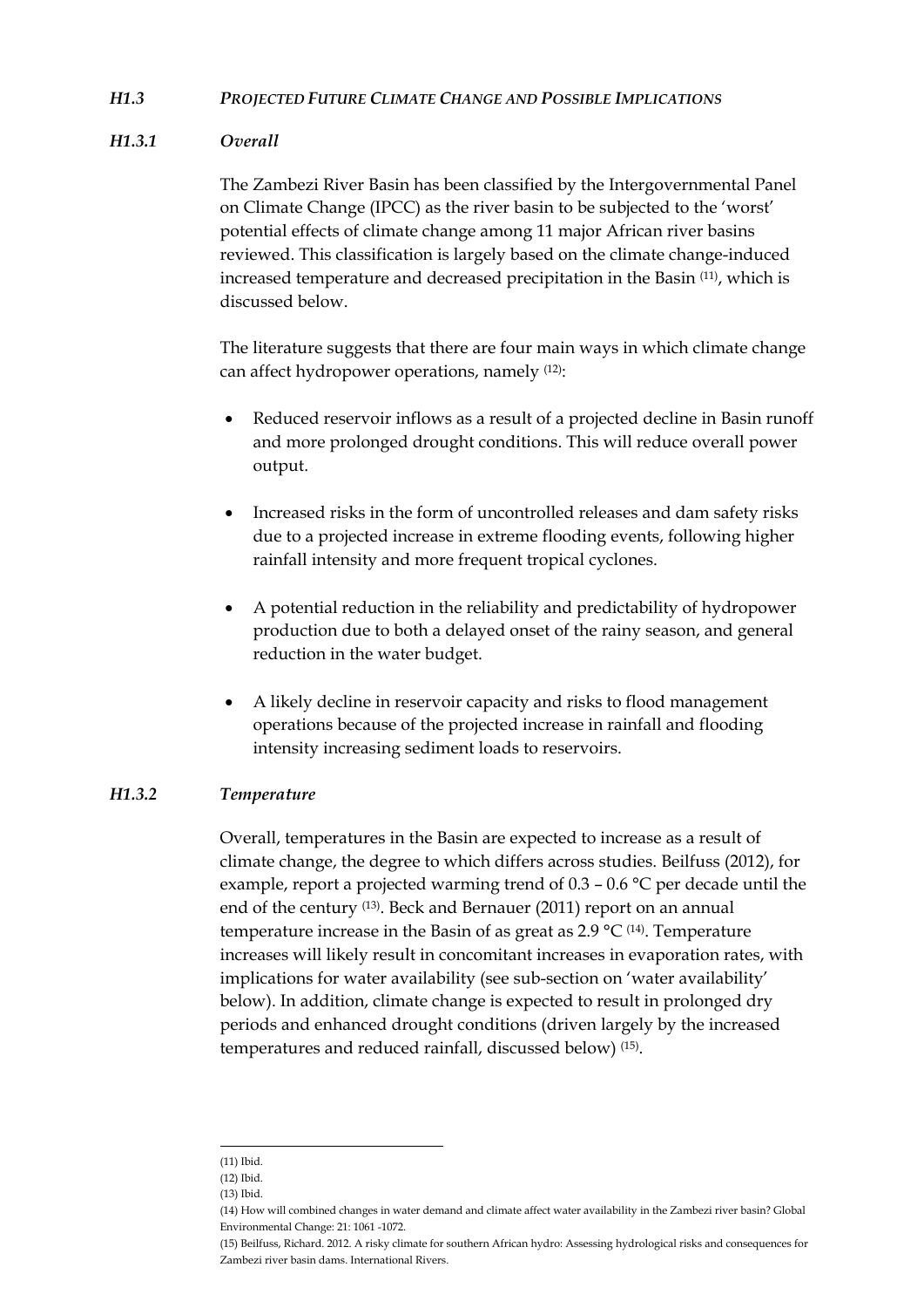### *H1.3 PROJECTED FUTURE CLIMATE CHANGE AND POSSIBLE IMPLICATIONS*

#### *H1.3.1 Overall*

The Zambezi River Basin has been classified by the Intergovernmental Panel on Climate Change (IPCC) as the river basin to be subjected to the 'worst' potential effects of climate change among 11 major African river basins reviewed. This classification is largely based on the climate change-induced increased temperature and decreased precipitation in the Basin (11), which is discussed below.

The literature suggests that there are four main ways in which climate change can affect hydropower operations, namely (12):

- Reduced reservoir inflows as a result of a projected decline in Basin runoff and more prolonged drought conditions. This will reduce overall power output.
- Increased risks in the form of uncontrolled releases and dam safety risks due to a projected increase in extreme flooding events, following higher rainfall intensity and more frequent tropical cyclones.
- A potential reduction in the reliability and predictability of hydropower production due to both a delayed onset of the rainy season, and general reduction in the water budget.
- A likely decline in reservoir capacity and risks to flood management operations because of the projected increase in rainfall and flooding intensity increasing sediment loads to reservoirs.

#### *H1.3.2 Temperature*

Overall, temperatures in the Basin are expected to increase as a result of climate change, the degree to which differs across studies. Beilfuss (2012), for example, report a projected warming trend of 0.3 – 0.6 °C per decade until the end of the century (13). Beck and Bernauer (2011) report on an annual temperature increase in the Basin of as great as 2.9 °C (14). Temperature increases will likely result in concomitant increases in evaporation rates, with implications for water availability (see sub-section on 'water availability' below). In addition, climate change is expected to result in prolonged dry periods and enhanced drought conditions (driven largely by the increased temperatures and reduced rainfall, discussed below) (15).

---

(11) Ibid.

(12) Ibid.

(13) Ibid.

(14) How will combined changes in water demand and climate affect water availability in the Zambezi river basin? Global Environmental Change: 21: 1061 -1072.

(15) Beilfuss, Richard. 2012. A risky climate for southern African hydro: Assessing hydrological risks and consequences for Zambezi river basin dams. International Rivers.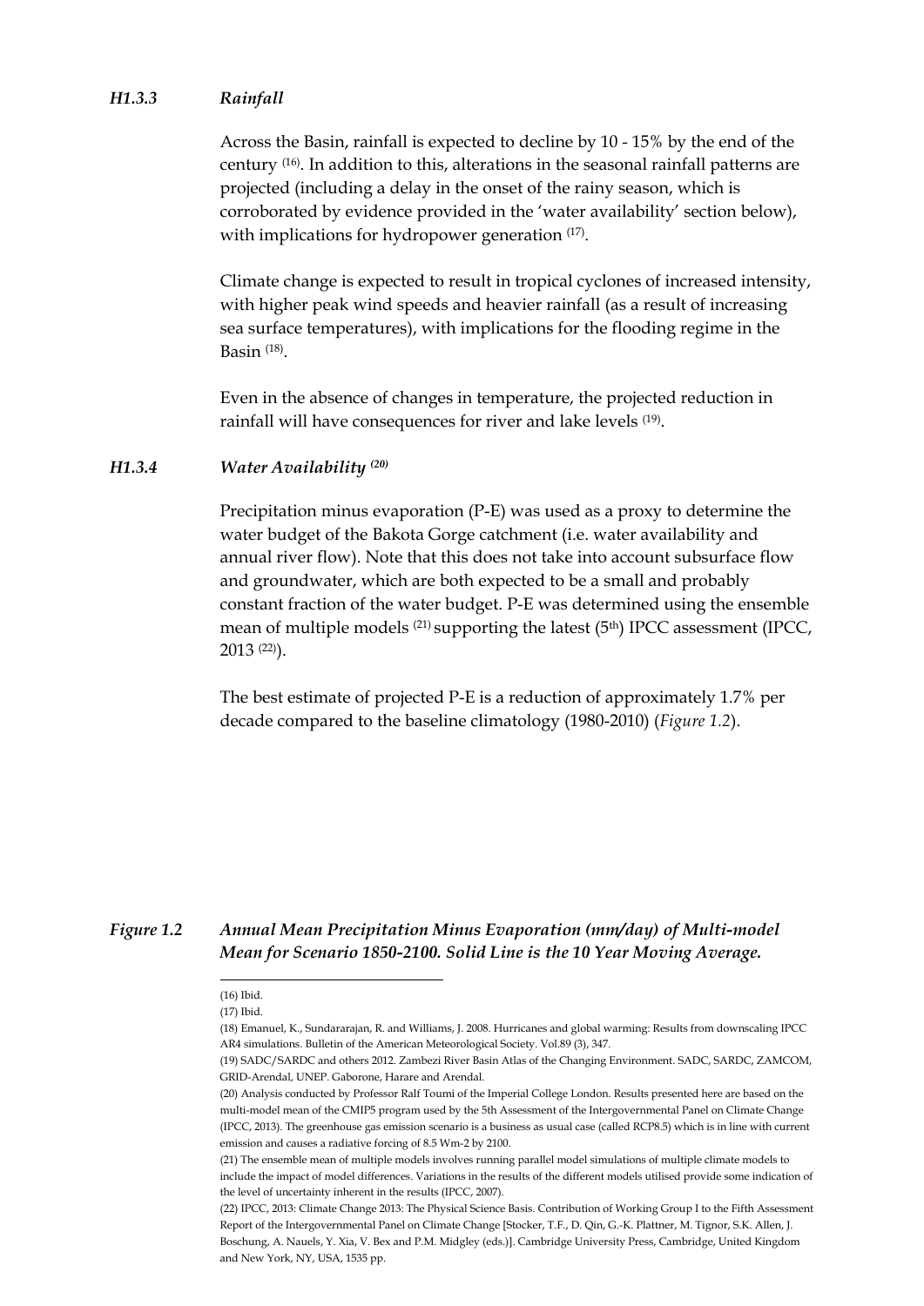### *H1.3.3 Rainfall*

Across the Basin, rainfall is expected to decline by 10 - 15% by the end of the century [16]. In addition to this, alterations in the seasonal rainfall patterns are projected (including a delay in the onset of the rainy season, which is corroborated by evidence provided in the 'water availability' section below), with implications for hydropower generation [17].

Climate change is expected to result in tropical cyclones of increased intensity, with higher peak wind speeds and heavier rainfall (as a result of increasing sea surface temperatures), with implications for the flooding regime in the Basin [18].

Even in the absence of changes in temperature, the projected reduction in rainfall will have consequences for river and lake levels [19].

### *H1.3.4 Water Availability [20]*

Precipitation minus evaporation (P-E) was used as a proxy to determine the water budget of the Bakota Gorge catchment (i.e. water availability and annual river flow). Note that this does not take into account subsurface flow and groundwater, which are both expected to be a small and probably constant fraction of the water budget. P-E was determined using the ensemble mean of multiple models [21] supporting the latest (5th) IPCC assessment (IPCC, 2013 [22]).

The best estimate of projected P-E is a reduction of approximately 1.7% per decade compared to the baseline climatology (1980-2010) (*Figure 1.2*).

***Figure 1.2 Annual Mean Precipitation Minus Evaporation (mm/day) of Multi-model Mean for Scenario 1850-2100. Solid Line is the 10 Year Moving Average.***

---

(16) Ibid.

(17) Ibid.

(18) Emanuel, K., Sundararajan, R. and Williams, J. 2008. Hurricanes and global warming: Results from downscaling IPCC AR4 simulations. Bulletin of the American Meteorological Society. Vol.89 (3), 347.

(19) SADC/SARDC and others 2012. Zambezi River Basin Atlas of the Changing Environment. SADC, SARDC, ZAMCOM, GRID-Arendal, UNEP. Gaborone, Harare and Arendal.

(20) Analysis conducted by Professor Ralf Toumi of the Imperial College London. Results presented here are based on the multi-model mean of the CMIP5 program used by the 5th Assessment of the Intergovernmental Panel on Climate Change (IPCC, 2013). The greenhouse gas emission scenario is a business as usual case (called RCP8.5) which is in line with current emission and causes a radiative forcing of 8.5 Wm-2 by 2100.

(21) The ensemble mean of multiple models involves running parallel model simulations of multiple climate models to include the impact of model differences. Variations in the results of the different models utilised provide some indication of the level of uncertainty inherent in the results (IPCC, 2007).

(22) IPCC, 2013: Climate Change 2013: The Physical Science Basis. Contribution of Working Group I to the Fifth Assessment Report of the Intergovernmental Panel on Climate Change [Stocker, T.F., D. Qin, G.-K. Plattner, M. Tignor, S.K. Allen, J. Boschung, A. Nauels, Y. Xia, V. Bex and P.M. Midgley (eds.)]. Cambridge University Press, Cambridge, United Kingdom and New York, NY, USA, 1535 pp.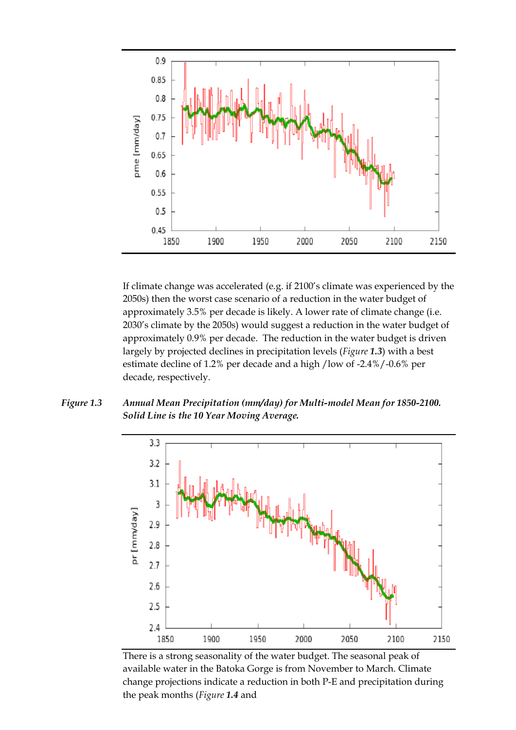If climate change was accelerated (e.g. if 2100's climate was experienced by the 2050s) then the worst case scenario of a reduction in the water budget of approximately 3.5% per decade is likely. A lower rate of climate change (i.e. 2030's climate by the 2050s) would suggest a reduction in the water budget of approximately 0.9% per decade. The reduction in the water budget is driven largely by projected declines in precipitation levels (*Figure **1.3***) with a best estimate decline of 1.2% per decade and a high /low of -2.4%/-0.6% per decade, respectively.

*Figure 1.3* ***Annual Mean Precipitation (mm/day) for Multi-model Mean for 1850-2100. Solid Line is the 10 Year Moving Average.***

There is a strong seasonality of the water budget. The seasonal peak of available water in the Batoka Gorge is from November to March. Climate change projections indicate a reduction in both P-E and precipitation during the peak months (*Figure **1.4*** and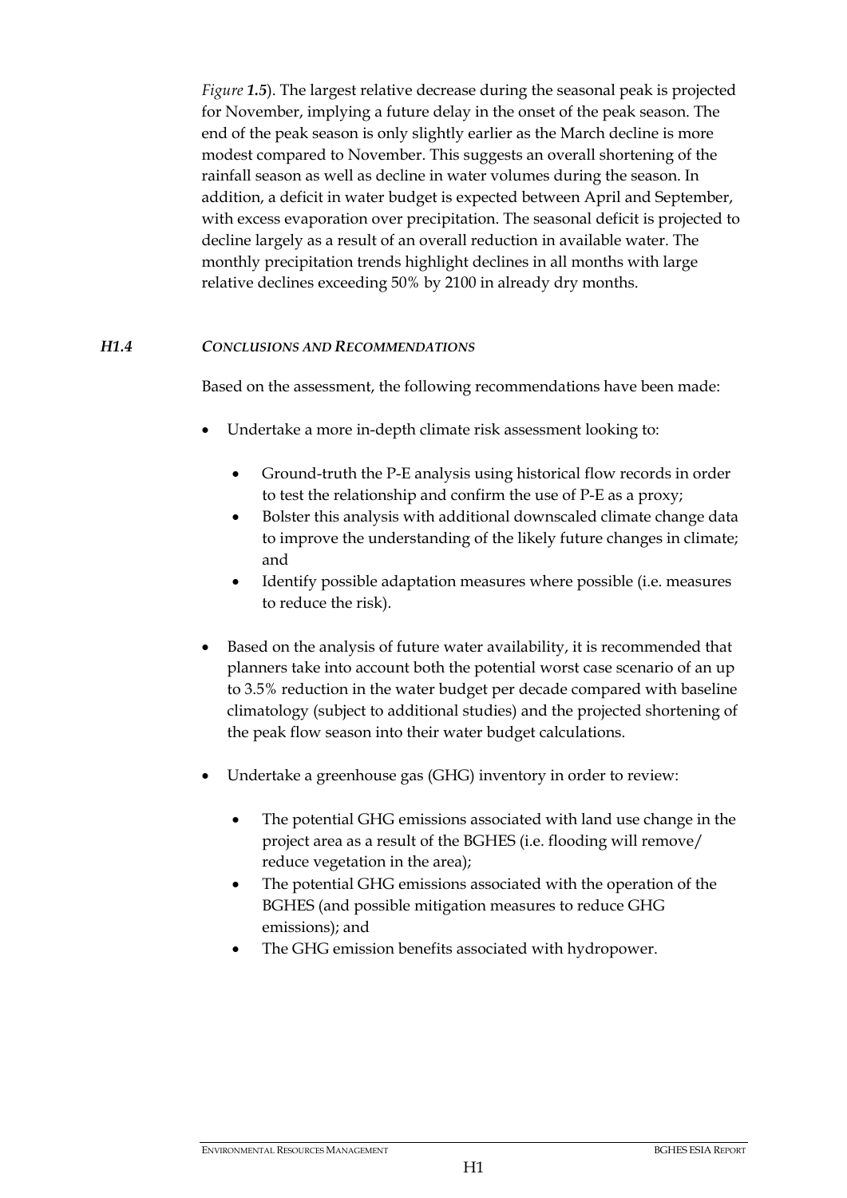*Figure **1.5***). The largest relative decrease during the seasonal peak is projected for November, implying a future delay in the onset of the peak season. The end of the peak season is only slightly earlier as the March decline is more modest compared to November. This suggests an overall shortening of the rainfall season as well as decline in water volumes during the season. In addition, a deficit in water budget is expected between April and September, with excess evaporation over precipitation. The seasonal deficit is projected to decline largely as a result of an overall reduction in available water. The monthly precipitation trends highlight declines in all months with large relative declines exceeding 50% by 2100 in already dry months.

### *H1.4 CONCLUSIONS AND RECOMMENDATIONS*

Based on the assessment, the following recommendations have been made:

- Undertake a more in-depth climate risk assessment looking to:
    - Ground-truth the P-E analysis using historical flow records in order to test the relationship and confirm the use of P-E as a proxy;
    - Bolster this analysis with additional downscaled climate change data to improve the understanding of the likely future changes in climate; and
    - Identify possible adaptation measures where possible (i.e. measures to reduce the risk).
- Based on the analysis of future water availability, it is recommended that planners take into account both the potential worst case scenario of an up to 3.5% reduction in the water budget per decade compared with baseline climatology (subject to additional studies) and the projected shortening of the peak flow season into their water budget calculations.
- Undertake a greenhouse gas (GHG) inventory in order to review:
    - The potential GHG emissions associated with land use change in the project area as a result of the BGHES (i.e. flooding will remove/ reduce vegetation in the area);
    - The potential GHG emissions associated with the operation of the BGHES (and possible mitigation measures to reduce GHG emissions); and
    - The GHG emission benefits associated with hydropower.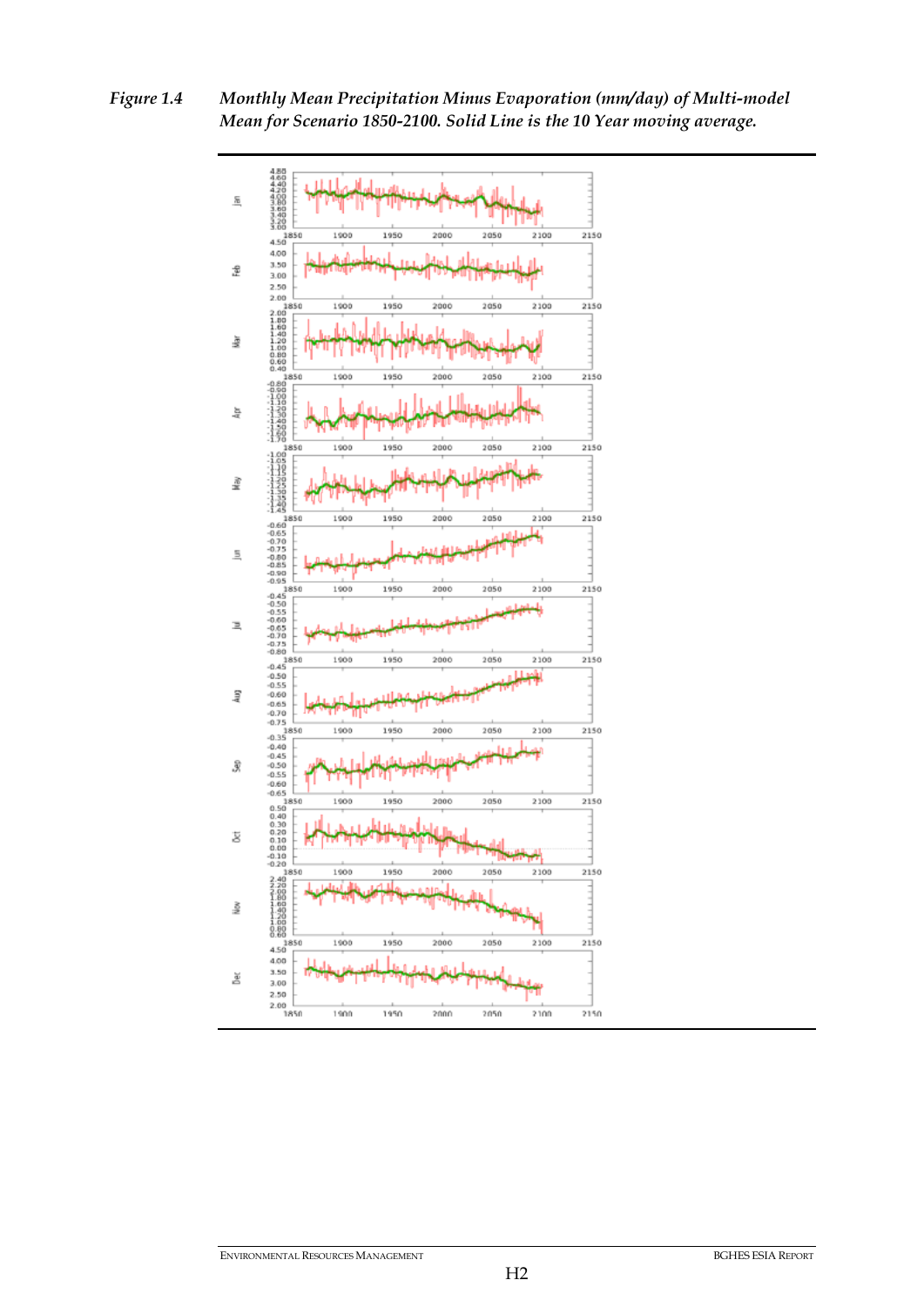*Figure 1.4 Monthly Mean Precipitation Minus Evaporation (mm/day) of Multi-model Mean for Scenario 1850-2100. Solid Line is the 10 Year moving average.*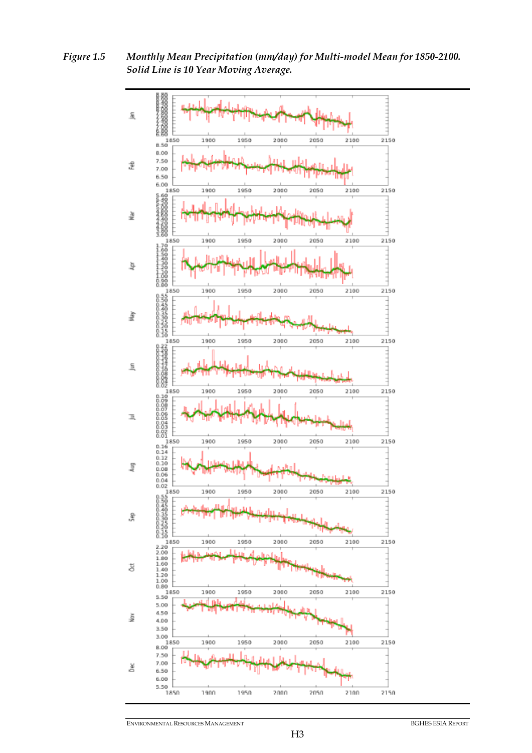*Figure 1.5 Monthly Mean Precipitation (mm/day) for Multi-model Mean for 1850-2100. Solid Line is 10 Year Moving Average.*